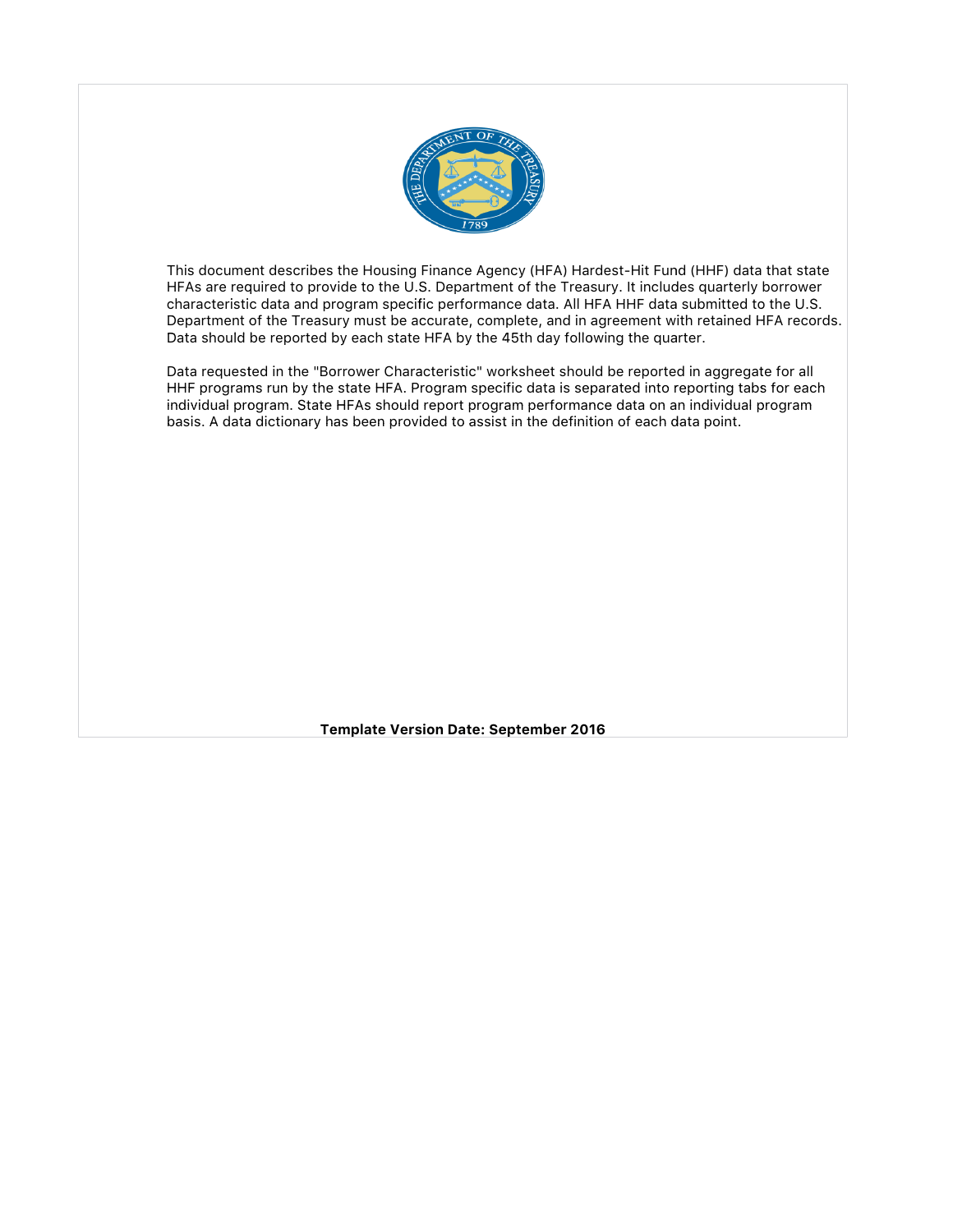This document describes the Housing Finance Agency (HFA) Hardest-Hit Fund (HHF) data that state HFAs are required to provide to the U.S. Department of the Treasury. It includes quarterly borrower characteristic data and program specific performance data. All HFA HHF data submitted to the U.S. Department of the Treasury must be accurate, complete, and in agreement with retained HFA records. Data should be reported by each state HFA by the 45th day following the quarter.

Data requested in the "Borrower Characteristic" worksheet should be reported in aggregate for all HHF programs run by the state HFA. Program specific data is separated into reporting tabs for each individual program. State HFAs should report program performance data on an individual program basis. A data dictionary has been provided to assist in the definition of each data point.

**Template Version Date: September 2016**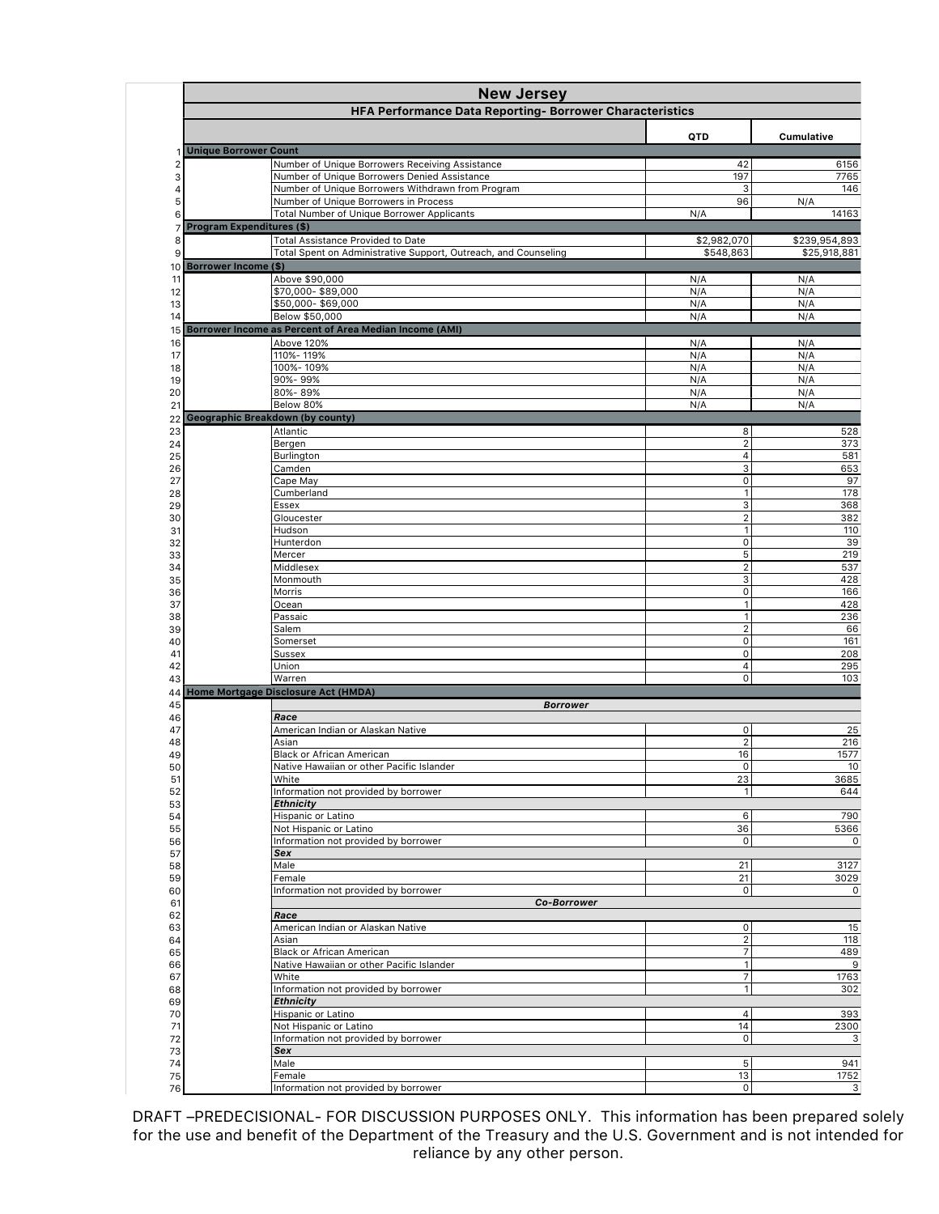# New Jersey

## HFA Performance Data Reporting- Borrower Characteristics

| # | Category | Item | QTD | Cumulative |
|---|---|---|---|---|
| 1 | **Unique Borrower Count** | | | |
| 2 | | Number of Unique Borrowers Receiving Assistance | 42 | 6156 |
| 3 | | Number of Unique Borrowers Denied Assistance | 197 | 7765 |
| 4 | | Number of Unique Borrowers Withdrawn from Program | 3 | 146 |
| 5 | | Number of Unique Borrowers in Process | 96 | N/A |
| 6 | | Total Number of Unique Borrower Applicants | N/A | 14163 |
| 7 | **Program Expenditures ($)** | | | |
| 8 | | Total Assistance Provided to Date | $2,982,070 | $239,954,893 |
| 9 | | Total Spent on Administrative Support, Outreach, and Counseling | $548,863 | $25,918,881 |
| 10 | **Borrower Income ($)** | | | |
| 11 | | Above $90,000 | N/A | N/A |
| 12 | | $70,000- $89,000 | N/A | N/A |
| 13 | | $50,000- $69,000 | N/A | N/A |
| 14 | | Below $50,000 | N/A | N/A |
| 15 | **Borrower Income as Percent of Area Median Income (AMI)** | | | |
| 16 | | Above 120% | N/A | N/A |
| 17 | | 110%- 119% | N/A | N/A |
| 18 | | 100%- 109% | N/A | N/A |
| 19 | | 90%- 99% | N/A | N/A |
| 20 | | 80%- 89% | N/A | N/A |
| 21 | | Below 80% | N/A | N/A |
| 22 | **Geographic Breakdown (by county)** | | | |
| 23 | | Atlantic | 8 | 528 |
| 24 | | Bergen | 2 | 373 |
| 25 | | Burlington | 4 | 581 |
| 26 | | Camden | 3 | 653 |
| 27 | | Cape May | 0 | 97 |
| 28 | | Cumberland | 1 | 178 |
| 29 | | Essex | 3 | 368 |
| 30 | | Gloucester | 2 | 382 |
| 31 | | Hudson | 1 | 110 |
| 32 | | Hunterdon | 0 | 39 |
| 33 | | Mercer | 5 | 219 |
| 34 | | Middlesex | 2 | 537 |
| 35 | | Monmouth | 3 | 428 |
| 36 | | Morris | 0 | 166 |
| 37 | | Ocean | 1 | 428 |
| 38 | | Passaic | 1 | 236 |
| 39 | | Salem | 2 | 66 |
| 40 | | Somerset | 0 | 161 |
| 41 | | Sussex | 0 | 208 |
| 42 | | Union | 4 | 295 |
| 43 | | Warren | 0 | 103 |
| 44 | **Home Mortgage Disclosure Act (HMDA)** | | | |
| 45 | | ***Borrower*** | | |
| 46 | | ***Race*** | | |
| 47 | | American Indian or Alaskan Native | 0 | 25 |
| 48 | | Asian | 2 | 216 |
| 49 | | Black or African American | 16 | 1577 |
| 50 | | Native Hawaiian or other Pacific Islander | 0 | 10 |
| 51 | | White | 23 | 3685 |
| 52 | | Information not provided by borrower | 1 | 644 |
| 53 | | ***Ethnicity*** | | |
| 54 | | Hispanic or Latino | 6 | 790 |
| 55 | | Not Hispanic or Latino | 36 | 5366 |
| 56 | | Information not provided by borrower | 0 | 0 |
| 57 | | ***Sex*** | | |
| 58 | | Male | 21 | 3127 |
| 59 | | Female | 21 | 3029 |
| 60 | | Information not provided by borrower | 0 | 0 |
| 61 | | ***Co-Borrower*** | | |
| 62 | | ***Race*** | | |
| 63 | | American Indian or Alaskan Native | 0 | 15 |
| 64 | | Asian | 2 | 118 |
| 65 | | Black or African American | 7 | 489 |
| 66 | | Native Hawaiian or other Pacific Islander | 1 | 9 |
| 67 | | White | 7 | 1763 |
| 68 | | Information not provided by borrower | 1 | 302 |
| 69 | | ***Ethnicity*** | | |
| 70 | | Hispanic or Latino | 4 | 393 |
| 71 | | Not Hispanic or Latino | 14 | 2300 |
| 72 | | Information not provided by borrower | 0 | 3 |
| 73 | | ***Sex*** | | |
| 74 | | Male | 5 | 941 |
| 75 | | Female | 13 | 1752 |
| 76 | | Information not provided by borrower | 0 | 3 |

DRAFT –PREDECISIONAL- FOR DISCUSSION PURPOSES ONLY. This information has been prepared solely for the use and benefit of the Department of the Treasury and the U.S. Government and is not intended for reliance by any other person.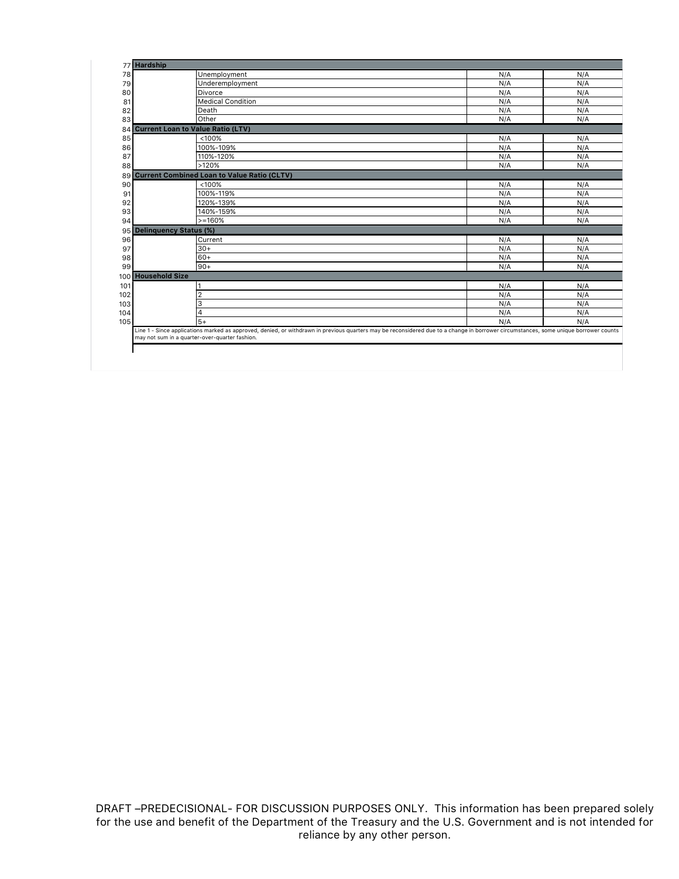| | | | |
|---|---|---|---|
| 77 | **Hardship** | | |
| 78 | Unemployment | N/A | N/A |
| 79 | Underemployment | N/A | N/A |
| 80 | Divorce | N/A | N/A |
| 81 | Medical Condition | N/A | N/A |
| 82 | Death | N/A | N/A |
| 83 | Other | N/A | N/A |
| 84 | **Current Loan to Value Ratio (LTV)** | | |
| 85 | <100% | N/A | N/A |
| 86 | 100%-109% | N/A | N/A |
| 87 | 110%-120% | N/A | N/A |
| 88 | >120% | N/A | N/A |
| 89 | **Current Combined Loan to Value Ratio (CLTV)** | | |
| 90 | <100% | N/A | N/A |
| 91 | 100%-119% | N/A | N/A |
| 92 | 120%-139% | N/A | N/A |
| 93 | 140%-159% | N/A | N/A |
| 94 | >=160% | N/A | N/A |
| 95 | **Delinquency Status (%)** | | |
| 96 | Current | N/A | N/A |
| 97 | 30+ | N/A | N/A |
| 98 | 60+ | N/A | N/A |
| 99 | 90+ | N/A | N/A |
| 100 | **Household Size** | | |
| 101 | 1 | N/A | N/A |
| 102 | 2 | N/A | N/A |
| 103 | 3 | N/A | N/A |
| 104 | 4 | N/A | N/A |
| 105 | 5+ | N/A | N/A |

Line 1 - Since applications marked as approved, denied, or withdrawn in previous quarters may be reconsidered due to a change in borrower circumstances, some unique borrower counts may not sum in a quarter-over-quarter fashion.

DRAFT –PREDECISIONAL- FOR DISCUSSION PURPOSES ONLY. This information has been prepared solely for the use and benefit of the Department of the Treasury and the U.S. Government and is not intended for reliance by any other person.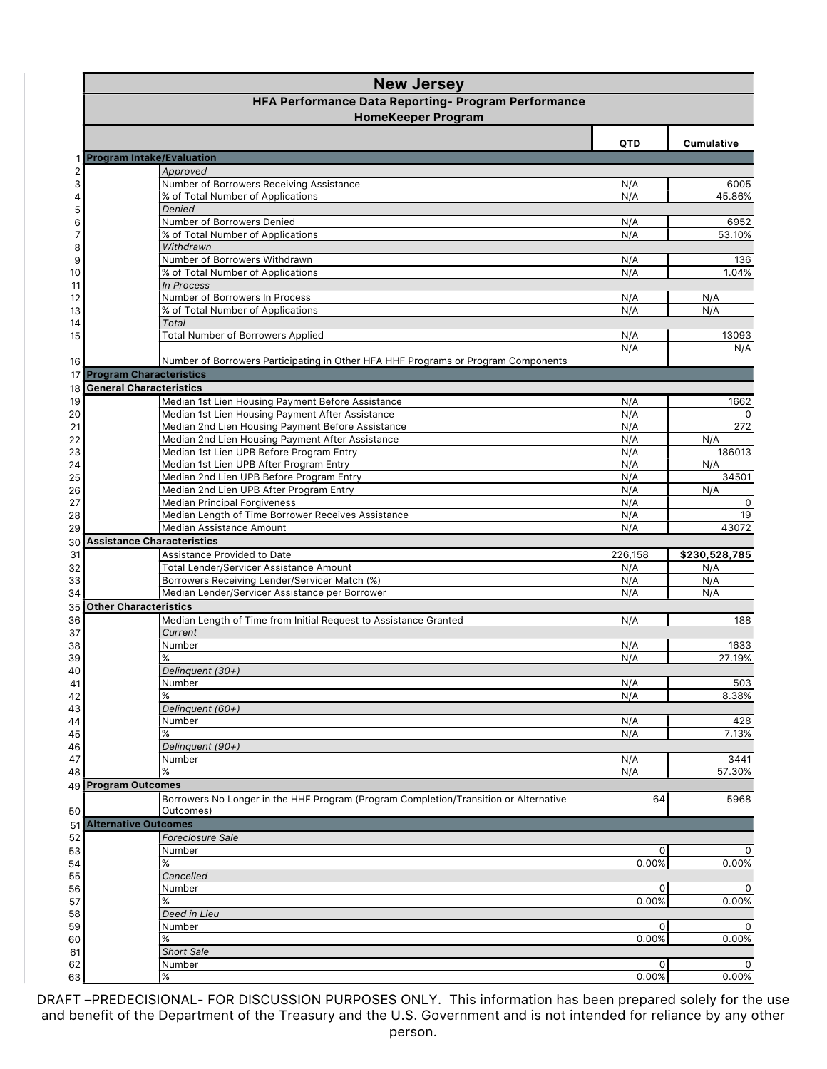# New Jersey

## HFA Performance Data Reporting- Program Performance

### HomeKeeper Program

| # | | | QTD | Cumulative |
|---|---|---|---|---|
| 1 | **Program Intake/Evaluation** | | | |
| 2 | | *Approved* | | |
| 3 | | Number of Borrowers Receiving Assistance | N/A | 6005 |
| 4 | | % of Total Number of Applications | N/A | 45.86% |
| 5 | | *Denied* | | |
| 6 | | Number of Borrowers Denied | N/A | 6952 |
| 7 | | % of Total Number of Applications | N/A | 53.10% |
| 8 | | *Withdrawn* | | |
| 9 | | Number of Borrowers Withdrawn | N/A | 136 |
| 10 | | % of Total Number of Applications | N/A | 1.04% |
| 11 | | *In Process* | | |
| 12 | | Number of Borrowers In Process | N/A | N/A |
| 13 | | % of Total Number of Applications | N/A | N/A |
| 14 | | *Total* | | |
| 15 | | Total Number of Borrowers Applied | N/A | 13093 |
| 16 | | Number of Borrowers Participating in Other HFA HHF Programs or Program Components | N/A | N/A |
| 17 | **Program Characteristics** | | | |
| 18 | **General Characteristics** | | | |
| 19 | | Median 1st Lien Housing Payment Before Assistance | N/A | 1662 |
| 20 | | Median 1st Lien Housing Payment After Assistance | N/A | 0 |
| 21 | | Median 2nd Lien Housing Payment Before Assistance | N/A | 272 |
| 22 | | Median 2nd Lien Housing Payment After Assistance | N/A | N/A |
| 23 | | Median 1st Lien UPB Before Program Entry | N/A | 186013 |
| 24 | | Median 1st Lien UPB After Program Entry | N/A | N/A |
| 25 | | Median 2nd Lien UPB Before Program Entry | N/A | 34501 |
| 26 | | Median 2nd Lien UPB After Program Entry | N/A | N/A |
| 27 | | Median Principal Forgiveness | N/A | 0 |
| 28 | | Median Length of Time Borrower Receives Assistance | N/A | 19 |
| 29 | | Median Assistance Amount | N/A | 43072 |
| 30 | **Assistance Characteristics** | | | |
| 31 | | Assistance Provided to Date | 226,158 | **$230,528,785** |
| 32 | | Total Lender/Servicer Assistance Amount | N/A | N/A |
| 33 | | Borrowers Receiving Lender/Servicer Match (%) | N/A | N/A |
| 34 | | Median Lender/Servicer Assistance per Borrower | N/A | N/A |
| 35 | **Other Characteristics** | | | |
| 36 | | Median Length of Time from Initial Request to Assistance Granted | N/A | 188 |
| 37 | | *Current* | | |
| 38 | | Number | N/A | 1633 |
| 39 | | % | N/A | 27.19% |
| 40 | | *Delinquent (30+)* | | |
| 41 | | Number | N/A | 503 |
| 42 | | % | N/A | 8.38% |
| 43 | | *Delinquent (60+)* | | |
| 44 | | Number | N/A | 428 |
| 45 | | % | N/A | 7.13% |
| 46 | | *Delinquent (90+)* | | |
| 47 | | Number | N/A | 3441 |
| 48 | | % | N/A | 57.30% |
| 49 | **Program Outcomes** | | | |
| 50 | | Borrowers No Longer in the HHF Program (Program Completion/Transition or Alternative Outcomes) | 64 | 5968 |
| 51 | **Alternative Outcomes** | | | |
| 52 | | *Foreclosure Sale* | | |
| 53 | | Number | 0 | 0 |
| 54 | | % | 0.00% | 0.00% |
| 55 | | *Cancelled* | | |
| 56 | | Number | 0 | 0 |
| 57 | | % | 0.00% | 0.00% |
| 58 | | *Deed in Lieu* | | |
| 59 | | Number | 0 | 0 |
| 60 | | % | 0.00% | 0.00% |
| 61 | | *Short Sale* | | |
| 62 | | Number | 0 | 0 |
| 63 | | % | 0.00% | 0.00% |

DRAFT –PREDECISIONAL- FOR DISCUSSION PURPOSES ONLY. This information has been prepared solely for the use and benefit of the Department of the Treasury and the U.S. Government and is not intended for reliance by any other person.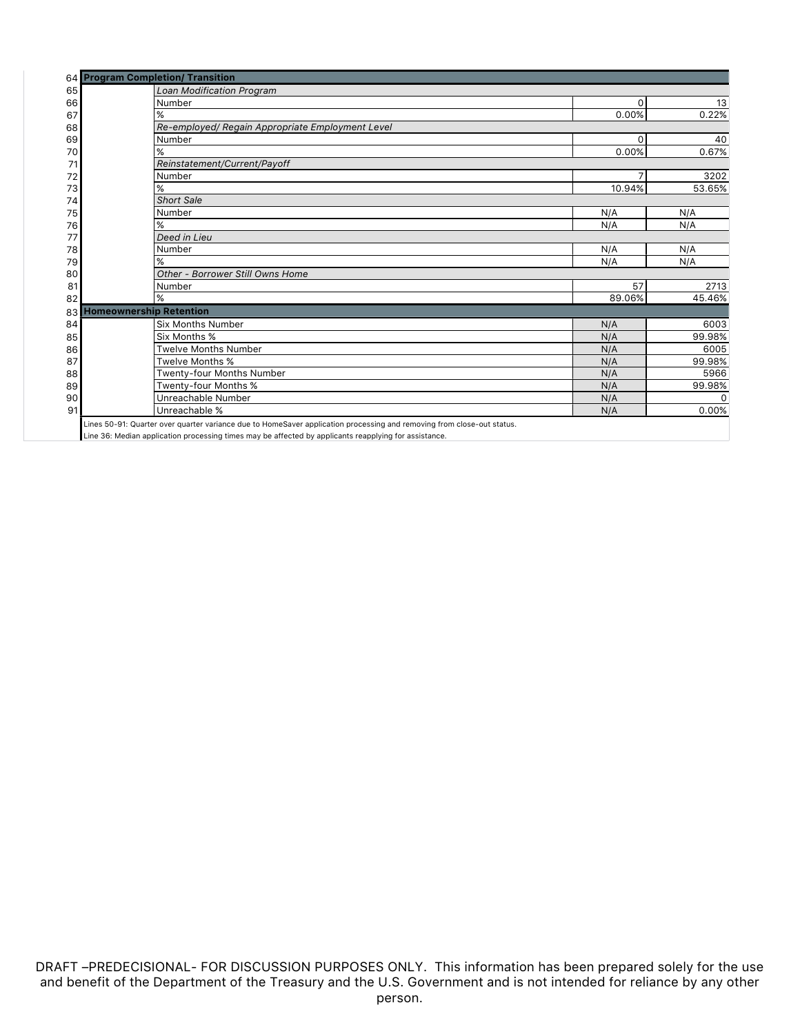| | | | | |
|---|---|---|---|---|
| 64 | **Program Completion/ Transition** | | | |
| 65 | | *Loan Modification Program* | | |
| 66 | | Number | 0 | 13 |
| 67 | | % | 0.00% | 0.22% |
| 68 | | *Re-employed/ Regain Appropriate Employment Level* | | |
| 69 | | Number | 0 | 40 |
| 70 | | % | 0.00% | 0.67% |
| 71 | | *Reinstatement/Current/Payoff* | | |
| 72 | | Number | 7 | 3202 |
| 73 | | % | 10.94% | 53.65% |
| 74 | | *Short Sale* | | |
| 75 | | Number | N/A | N/A |
| 76 | | % | N/A | N/A |
| 77 | | *Deed in Lieu* | | |
| 78 | | Number | N/A | N/A |
| 79 | | % | N/A | N/A |
| 80 | | *Other - Borrower Still Owns Home* | | |
| 81 | | Number | 57 | 2713 |
| 82 | | % | 89.06% | 45.46% |
| 83 | **Homeownership Retention** | | | |
| 84 | | Six Months Number | N/A | 6003 |
| 85 | | Six Months % | N/A | 99.98% |
| 86 | | Twelve Months Number | N/A | 6005 |
| 87 | | Twelve Months % | N/A | 99.98% |
| 88 | | Twenty-four Months Number | N/A | 5966 |
| 89 | | Twenty-four Months % | N/A | 99.98% |
| 90 | | Unreachable Number | N/A | 0 |
| 91 | | Unreachable % | N/A | 0.00% |

Lines 50-91: Quarter over quarter variance due to HomeSaver application processing and removing from close-out status.
Line 36: Median application processing times may be affected by applicants reapplying for assistance.

DRAFT –PREDECISIONAL- FOR DISCUSSION PURPOSES ONLY. This information has been prepared solely for the use and benefit of the Department of the Treasury and the U.S. Government and is not intended for reliance by any other person.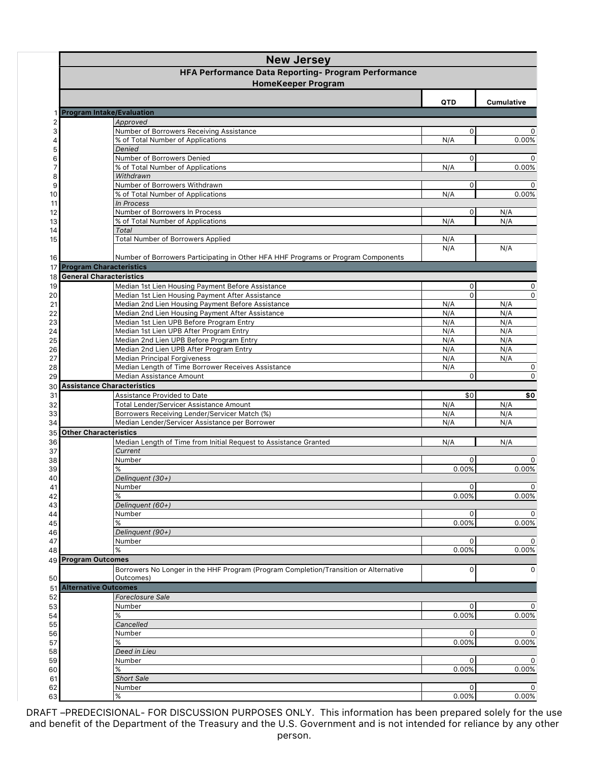# New Jersey

## HFA Performance Data Reporting- Program Performance

### HomeKeeper Program

| | | | QTD | Cumulative |
|---|---|---|---|---|
| 1 | **Program Intake/Evaluation** | | | |
| 2 | | *Approved* | | |
| 3 | | Number of Borrowers Receiving Assistance | 0 | 0 |
| 4 | | % of Total Number of Applications | N/A | 0.00% |
| 5 | | *Denied* | | |
| 6 | | Number of Borrowers Denied | 0 | 0 |
| 7 | | % of Total Number of Applications | N/A | 0.00% |
| 8 | | *Withdrawn* | | |
| 9 | | Number of Borrowers Withdrawn | 0 | 0 |
| 10 | | % of Total Number of Applications | N/A | 0.00% |
| 11 | | *In Process* | | |
| 12 | | Number of Borrowers In Process | 0 | N/A |
| 13 | | % of Total Number of Applications | N/A | N/A |
| 14 | | *Total* | | |
| 15 | | Total Number of Borrowers Applied | N/A | |
| 16 | | Number of Borrowers Participating in Other HFA HHF Programs or Program Components | N/A | N/A |
| 17 | **Program Characteristics** | | | |
| 18 | **General Characteristics** | | | |
| 19 | | Median 1st Lien Housing Payment Before Assistance | 0 | 0 |
| 20 | | Median 1st Lien Housing Payment After Assistance | 0 | 0 |
| 21 | | Median 2nd Lien Housing Payment Before Assistance | N/A | N/A |
| 22 | | Median 2nd Lien Housing Payment After Assistance | N/A | N/A |
| 23 | | Median 1st Lien UPB Before Program Entry | N/A | N/A |
| 24 | | Median 1st Lien UPB After Program Entry | N/A | N/A |
| 25 | | Median 2nd Lien UPB Before Program Entry | N/A | N/A |
| 26 | | Median 2nd Lien UPB After Program Entry | N/A | N/A |
| 27 | | Median Principal Forgiveness | N/A | N/A |
| 28 | | Median Length of Time Borrower Receives Assistance | N/A | 0 |
| 29 | | Median Assistance Amount | 0 | 0 |
| 30 | **Assistance Characteristics** | | | |
| 31 | | Assistance Provided to Date | $0 | **$0** |
| 32 | | Total Lender/Servicer Assistance Amount | N/A | N/A |
| 33 | | Borrowers Receiving Lender/Servicer Match (%) | N/A | N/A |
| 34 | | Median Lender/Servicer Assistance per Borrower | N/A | N/A |
| 35 | **Other Characteristics** | | | |
| 36 | | Median Length of Time from Initial Request to Assistance Granted | N/A | N/A |
| 37 | | *Current* | | |
| 38 | | Number | 0 | 0 |
| 39 | | % | 0.00% | 0.00% |
| 40 | | *Delinquent (30+)* | | |
| 41 | | Number | 0 | 0 |
| 42 | | % | 0.00% | 0.00% |
| 43 | | *Delinquent (60+)* | | |
| 44 | | Number | 0 | 0 |
| 45 | | % | 0.00% | 0.00% |
| 46 | | *Delinquent (90+)* | | |
| 47 | | Number | 0 | 0 |
| 48 | | % | 0.00% | 0.00% |
| 49 | **Program Outcomes** | | | |
| 50 | | Borrowers No Longer in the HHF Program (Program Completion/Transition or Alternative Outcomes) | 0 | 0 |
| 51 | **Alternative Outcomes** | | | |
| 52 | | *Foreclosure Sale* | | |
| 53 | | Number | 0 | 0 |
| 54 | | % | 0.00% | 0.00% |
| 55 | | *Cancelled* | | |
| 56 | | Number | 0 | 0 |
| 57 | | % | 0.00% | 0.00% |
| 58 | | *Deed in Lieu* | | |
| 59 | | Number | 0 | 0 |
| 60 | | % | 0.00% | 0.00% |
| 61 | | *Short Sale* | | |
| 62 | | Number | 0 | 0 |
| 63 | | % | 0.00% | 0.00% |

DRAFT –PREDECISIONAL- FOR DISCUSSION PURPOSES ONLY. This information has been prepared solely for the use and benefit of the Department of the Treasury and the U.S. Government and is not intended for reliance by any other person.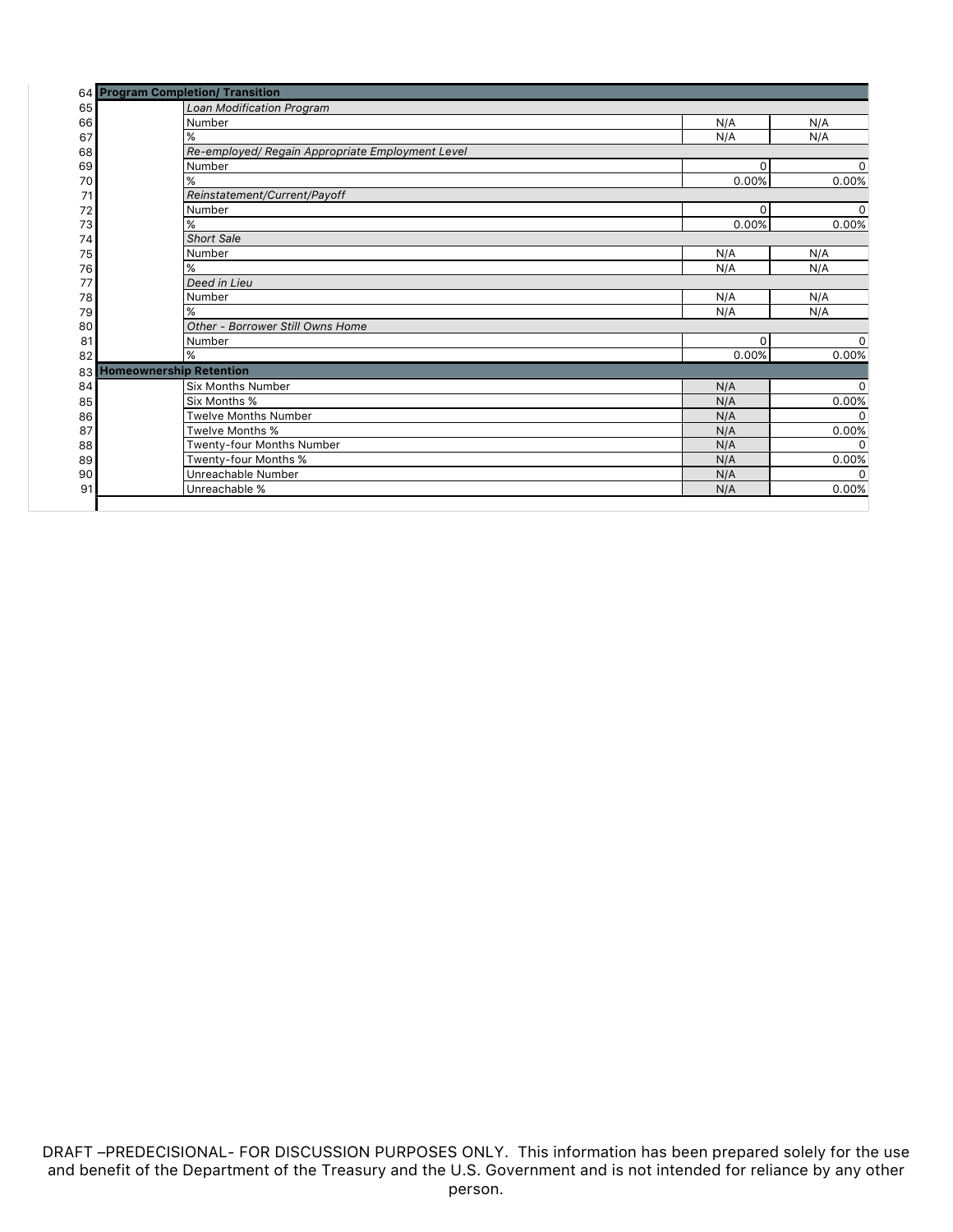| | | | | |
|---|---|---|---|---|
| 64 | **Program Completion/ Transition** | | | |
| 65 | | *Loan Modification Program* | | |
| 66 | | Number | N/A | N/A |
| 67 | | % | N/A | N/A |
| 68 | | *Re-employed/ Regain Appropriate Employment Level* | | |
| 69 | | Number | 0 | 0 |
| 70 | | % | 0.00% | 0.00% |
| 71 | | *Reinstatement/Current/Payoff* | | |
| 72 | | Number | 0 | 0 |
| 73 | | % | 0.00% | 0.00% |
| 74 | | *Short Sale* | | |
| 75 | | Number | N/A | N/A |
| 76 | | % | N/A | N/A |
| 77 | | *Deed in Lieu* | | |
| 78 | | Number | N/A | N/A |
| 79 | | % | N/A | N/A |
| 80 | | *Other - Borrower Still Owns Home* | | |
| 81 | | Number | 0 | 0 |
| 82 | | % | 0.00% | 0.00% |
| 83 | **Homeownership Retention** | | | |
| 84 | | Six Months Number | N/A | 0 |
| 85 | | Six Months % | N/A | 0.00% |
| 86 | | Twelve Months Number | N/A | 0 |
| 87 | | Twelve Months % | N/A | 0.00% |
| 88 | | Twenty-four Months Number | N/A | 0 |
| 89 | | Twenty-four Months % | N/A | 0.00% |
| 90 | | Unreachable Number | N/A | 0 |
| 91 | | Unreachable % | N/A | 0.00% |

DRAFT –PREDECISIONAL- FOR DISCUSSION PURPOSES ONLY. This information has been prepared solely for the use and benefit of the Department of the Treasury and the U.S. Government and is not intended for reliance by any other person.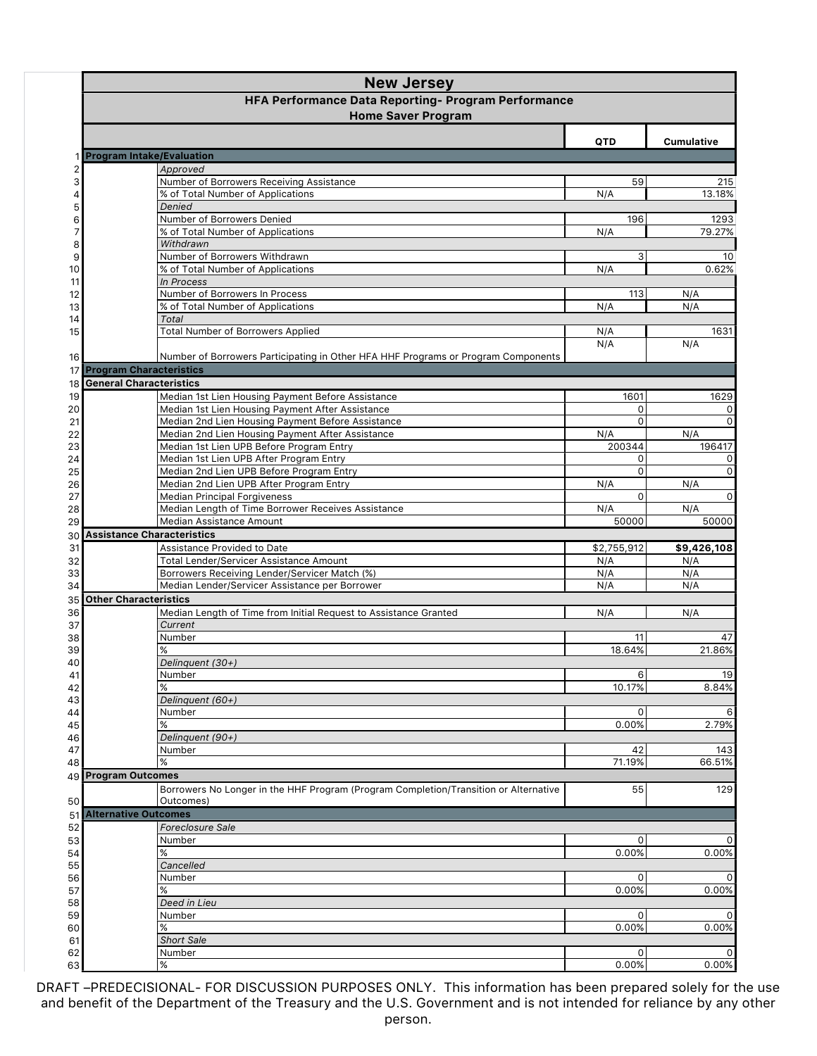# New Jersey

## HFA Performance Data Reporting- Program Performance

### Home Saver Program

| # | | | QTD | Cumulative |
|---|---|---|---|---|
| 1 | **Program Intake/Evaluation** | | | |
| 2 | | *Approved* | | |
| 3 | | Number of Borrowers Receiving Assistance | 59 | 215 |
| 4 | | % of Total Number of Applications | N/A | 13.18% |
| 5 | | *Denied* | | |
| 6 | | Number of Borrowers Denied | 196 | 1293 |
| 7 | | % of Total Number of Applications | N/A | 79.27% |
| 8 | | *Withdrawn* | | |
| 9 | | Number of Borrowers Withdrawn | 3 | 10 |
| 10 | | % of Total Number of Applications | N/A | 0.62% |
| 11 | | *In Process* | | |
| 12 | | Number of Borrowers In Process | 113 | N/A |
| 13 | | % of Total Number of Applications | N/A | N/A |
| 14 | | *Total* | | |
| 15 | | Total Number of Borrowers Applied | N/A | 1631 |
| 16 | | Number of Borrowers Participating in Other HFA HHF Programs or Program Components | N/A | N/A |
| 17 | **Program Characteristics** | | | |
| 18 | **General Characteristics** | | | |
| 19 | | Median 1st Lien Housing Payment Before Assistance | 1601 | 1629 |
| 20 | | Median 1st Lien Housing Payment After Assistance | 0 | 0 |
| 21 | | Median 2nd Lien Housing Payment Before Assistance | 0 | 0 |
| 22 | | Median 2nd Lien Housing Payment After Assistance | N/A | N/A |
| 23 | | Median 1st Lien UPB Before Program Entry | 200344 | 196417 |
| 24 | | Median 1st Lien UPB After Program Entry | 0 | 0 |
| 25 | | Median 2nd Lien UPB Before Program Entry | 0 | 0 |
| 26 | | Median 2nd Lien UPB After Program Entry | N/A | N/A |
| 27 | | Median Principal Forgiveness | 0 | 0 |
| 28 | | Median Length of Time Borrower Receives Assistance | N/A | N/A |
| 29 | | Median Assistance Amount | 50000 | 50000 |
| 30 | **Assistance Characteristics** | | | |
| 31 | | Assistance Provided to Date | $2,755,912 | **$9,426,108** |
| 32 | | Total Lender/Servicer Assistance Amount | N/A | N/A |
| 33 | | Borrowers Receiving Lender/Servicer Match (%) | N/A | N/A |
| 34 | | Median Lender/Servicer Assistance per Borrower | N/A | N/A |
| 35 | **Other Characteristics** | | | |
| 36 | | Median Length of Time from Initial Request to Assistance Granted | N/A | N/A |
| 37 | | *Current* | | |
| 38 | | Number | 11 | 47 |
| 39 | | % | 18.64% | 21.86% |
| 40 | | *Delinquent (30+)* | | |
| 41 | | Number | 6 | 19 |
| 42 | | % | 10.17% | 8.84% |
| 43 | | *Delinquent (60+)* | | |
| 44 | | Number | 0 | 6 |
| 45 | | % | 0.00% | 2.79% |
| 46 | | *Delinquent (90+)* | | |
| 47 | | Number | 42 | 143 |
| 48 | | % | 71.19% | 66.51% |
| 49 | **Program Outcomes** | | | |
| 50 | | Borrowers No Longer in the HHF Program (Program Completion/Transition or Alternative Outcomes) | 55 | 129 |
| 51 | **Alternative Outcomes** | | | |
| 52 | | *Foreclosure Sale* | | |
| 53 | | Number | 0 | 0 |
| 54 | | % | 0.00% | 0.00% |
| 55 | | *Cancelled* | | |
| 56 | | Number | 0 | 0 |
| 57 | | % | 0.00% | 0.00% |
| 58 | | *Deed in Lieu* | | |
| 59 | | Number | 0 | 0 |
| 60 | | % | 0.00% | 0.00% |
| 61 | | *Short Sale* | | |
| 62 | | Number | 0 | 0 |
| 63 | | % | 0.00% | 0.00% |

DRAFT –PREDECISIONAL- FOR DISCUSSION PURPOSES ONLY. This information has been prepared solely for the use and benefit of the Department of the Treasury and the U.S. Government and is not intended for reliance by any other person.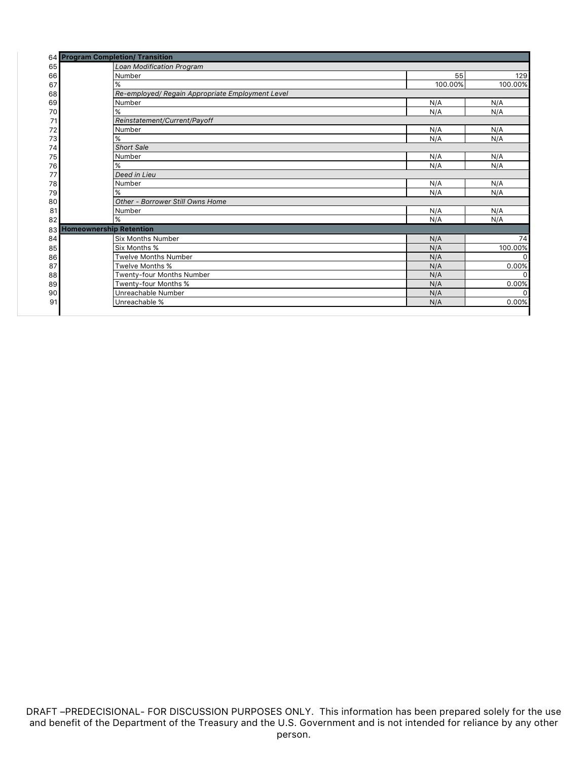| Row | | | | |
|---|---|---|---|---|
| 64 | **Program Completion/ Transition** | | | |
| 65 | | *Loan Modification Program* | | |
| 66 | | Number | 55 | 129 |
| 67 | | % | 100.00% | 100.00% |
| 68 | | *Re-employed/ Regain Appropriate Employment Level* | | |
| 69 | | Number | N/A | N/A |
| 70 | | % | N/A | N/A |
| 71 | | *Reinstatement/Current/Payoff* | | |
| 72 | | Number | N/A | N/A |
| 73 | | % | N/A | N/A |
| 74 | | *Short Sale* | | |
| 75 | | Number | N/A | N/A |
| 76 | | % | N/A | N/A |
| 77 | | *Deed in Lieu* | | |
| 78 | | Number | N/A | N/A |
| 79 | | % | N/A | N/A |
| 80 | | *Other - Borrower Still Owns Home* | | |
| 81 | | Number | N/A | N/A |
| 82 | | % | N/A | N/A |
| 83 | **Homeownership Retention** | | | |
| 84 | | Six Months Number | N/A | 74 |
| 85 | | Six Months % | N/A | 100.00% |
| 86 | | Twelve Months Number | N/A | 0 |
| 87 | | Twelve Months % | N/A | 0.00% |
| 88 | | Twenty-four Months Number | N/A | 0 |
| 89 | | Twenty-four Months % | N/A | 0.00% |
| 90 | | Unreachable Number | N/A | 0 |
| 91 | | Unreachable % | N/A | 0.00% |

DRAFT –PREDECISIONAL- FOR DISCUSSION PURPOSES ONLY. This information has been prepared solely for the use and benefit of the Department of the Treasury and the U.S. Government and is not intended for reliance by any other person.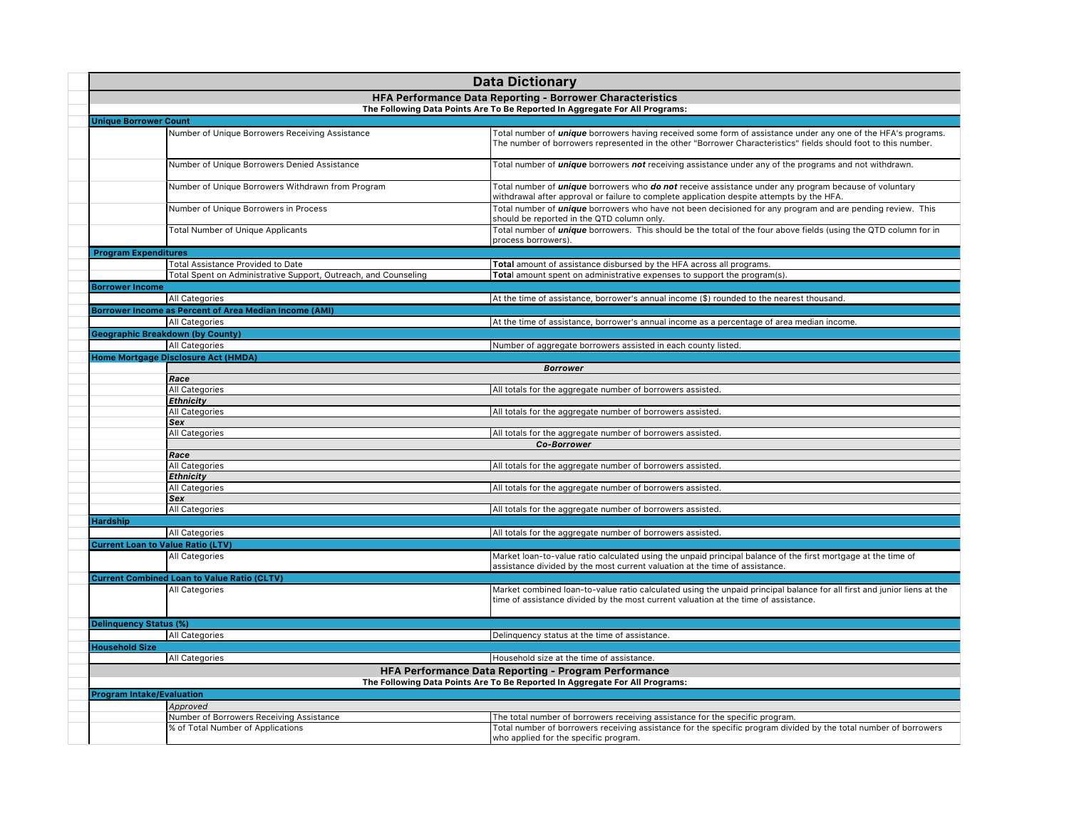# Data Dictionary

## HFA Performance Data Reporting - Borrower Characteristics

**The Following Data Points Are To Be Reported In Aggregate For All Programs:**

| Category | Field | Description |
|---|---|---|
| **Unique Borrower Count** | | |
| | Number of Unique Borrowers Receiving Assistance | Total number of ***unique*** borrowers having received some form of assistance under any one of the HFA's programs. The number of borrowers represented in the other "Borrower Characteristics" fields should foot to this number. |
| | Number of Unique Borrowers Denied Assistance | Total number of ***unique*** borrowers ***not*** receiving assistance under any of the programs and not withdrawn. |
| | Number of Unique Borrowers Withdrawn from Program | Total number of ***unique*** borrowers who ***do not*** receive assistance under any program because of voluntary withdrawal after approval or failure to complete application despite attempts by the HFA. |
| | Number of Unique Borrowers in Process | Total number of ***unique*** borrowers who have not been decisioned for any program and are pending review. This should be reported in the QTD column only. |
| | Total Number of Unique Applicants | Total number of ***unique*** borrowers. This should be the total of the four above fields (using the QTD column for in process borrowers). |
| **Program Expenditures** | | |
| | Total Assistance Provided to Date | **Total** amount of assistance disbursed by the HFA across all programs. |
| | Total Spent on Administrative Support, Outreach, and Counseling | **Tota**l amount spent on administrative expenses to support the program(s). |
| **Borrower Income** | | |
| | All Categories | At the time of assistance, borrower's annual income ($) rounded to the nearest thousand. |
| **Borrower Income as Percent of Area Median Income (AMI)** | | |
| | All Categories | At the time of assistance, borrower's annual income as a percentage of area median income. |
| **Geographic Breakdown (by County)** | | |
| | All Categories | Number of aggregate borrowers assisted in each county listed. |
| **Home Mortgage Disclosure Act (HMDA)** | | |
| | ***Borrower*** | |
| | ***Race*** | |
| | All Categories | All totals for the aggregate number of borrowers assisted. |
| | ***Ethnicity*** | |
| | All Categories | All totals for the aggregate number of borrowers assisted. |
| | ***Sex*** | |
| | All Categories | All totals for the aggregate number of borrowers assisted. |
| | ***Co-Borrower*** | |
| | ***Race*** | |
| | All Categories | All totals for the aggregate number of borrowers assisted. |
| | ***Ethnicity*** | |
| | All Categories | All totals for the aggregate number of borrowers assisted. |
| | ***Sex*** | |
| | All Categories | All totals for the aggregate number of borrowers assisted. |
| **Hardship** | | |
| | All Categories | All totals for the aggregate number of borrowers assisted. |
| **Current Loan to Value Ratio (LTV)** | | |
| | All Categories | Market loan-to-value ratio calculated using the unpaid principal balance of the first mortgage at the time of assistance divided by the most current valuation at the time of assistance. |
| **Current Combined Loan to Value Ratio (CLTV)** | | |
| | All Categories | Market combined loan-to-value ratio calculated using the unpaid principal balance for all first and junior liens at the time of assistance divided by the most current valuation at the time of assistance. |
| **Delinquency Status (%)** | | |
| | All Categories | Delinquency status at the time of assistance. |
| **Household Size** | | |
| | All Categories | Household size at the time of assistance. |

## HFA Performance Data Reporting - Program Performance

**The Following Data Points Are To Be Reported In Aggregate For All Programs:**

| Category | Field | Description |
|---|---|---|
| **Program Intake/Evaluation** | | |
| | *Approved* | |
| | Number of Borrowers Receiving Assistance | The total number of borrowers receiving assistance for the specific program. |
| | % of Total Number of Applications | Total number of borrowers receiving assistance for the specific program divided by the total number of borrowers who applied for the specific program. |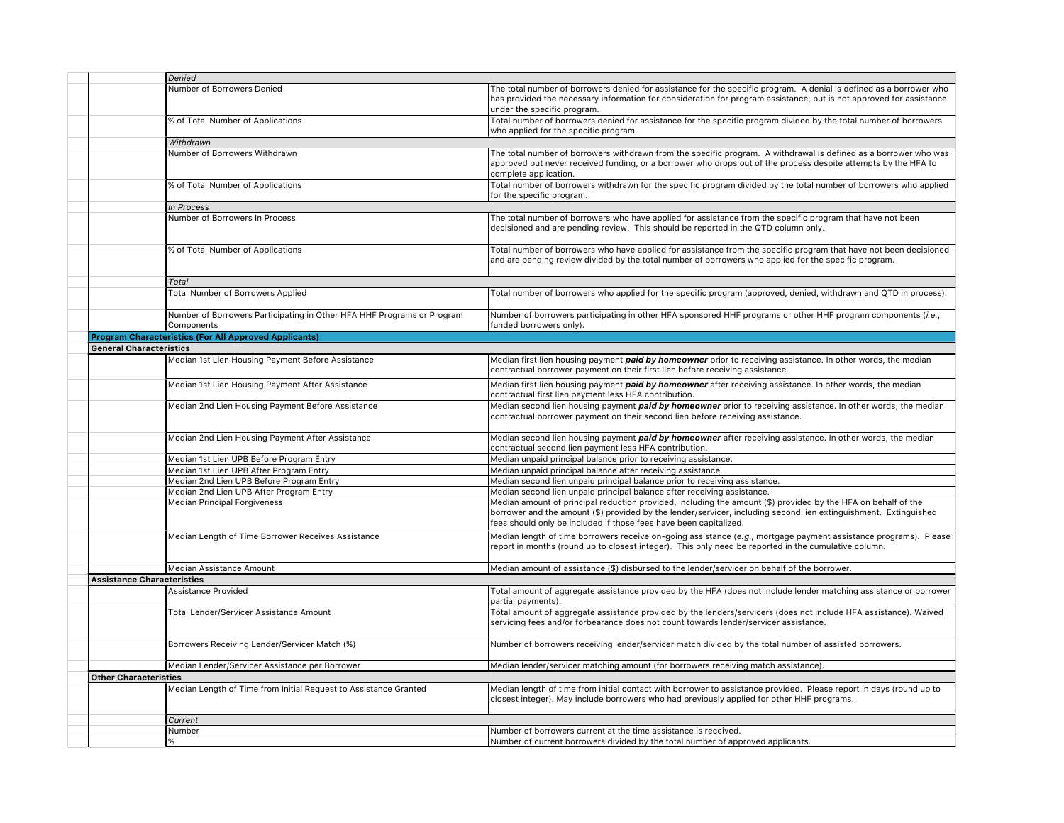| | | Field | Definition |
|---|---|---|---|
| | | *Denied* | |
| | | Number of Borrowers Denied | The total number of borrowers denied for assistance for the specific program. A denial is defined as a borrower who has provided the necessary information for consideration for program assistance, but is not approved for assistance under the specific program. |
| | | % of Total Number of Applications | Total number of borrowers denied for assistance for the specific program divided by the total number of borrowers who applied for the specific program. |
| | | *Withdrawn* | |
| | | Number of Borrowers Withdrawn | The total number of borrowers withdrawn from the specific program. A withdrawal is defined as a borrower who was approved but never received funding, or a borrower who drops out of the process despite attempts by the HFA to complete application. |
| | | % of Total Number of Applications | Total number of borrowers withdrawn for the specific program divided by the total number of borrowers who applied for the specific program. |
| | | *In Process* | |
| | | Number of Borrowers In Process | The total number of borrowers who have applied for assistance from the specific program that have not been decisioned and are pending review. This should be reported in the QTD column only. |
| | | % of Total Number of Applications | Total number of borrowers who have applied for assistance from the specific program that have not been decisioned and are pending review divided by the total number of borrowers who applied for the specific program. |
| | | *Total* | |
| | | Total Number of Borrowers Applied | Total number of borrowers who applied for the specific program (approved, denied, withdrawn and QTD in process). |
| | | Number of Borrowers Participating in Other HFA HHF Programs or Program Components | Number of borrowers participating in other HFA sponsored HHF programs or other HHF program components (*i.e.*, funded borrowers only). |
| | **Program Characteristics (For All Approved Applicants)** | | |
| | **General Characteristics** | | |
| | | Median 1st Lien Housing Payment Before Assistance | Median first lien housing payment ***paid by homeowner*** prior to receiving assistance. In other words, the median contractual borrower payment on their first lien before receiving assistance. |
| | | Median 1st Lien Housing Payment After Assistance | Median first lien housing payment ***paid by homeowner*** after receiving assistance. In other words, the median contractual first lien payment less HFA contribution. |
| | | Median 2nd Lien Housing Payment Before Assistance | Median second lien housing payment ***paid by homeowner*** prior to receiving assistance. In other words, the median contractual borrower payment on their second lien before receiving assistance. |
| | | Median 2nd Lien Housing Payment After Assistance | Median second lien housing payment ***paid by homeowner*** after receiving assistance. In other words, the median contractual second lien payment less HFA contribution. |
| | | Median 1st Lien UPB Before Program Entry | Median unpaid principal balance prior to receiving assistance. |
| | | Median 1st Lien UPB After Program Entry | Median unpaid principal balance after receiving assistance. |
| | | Median 2nd Lien UPB Before Program Entry | Median second lien unpaid principal balance prior to receiving assistance. |
| | | Median 2nd Lien UPB After Program Entry | Median second lien unpaid principal balance after receiving assistance. |
| | | Median Principal Forgiveness | Median amount of principal reduction provided, including the amount ($) provided by the HFA on behalf of the borrower and the amount ($) provided by the lender/servicer, including second lien extinguishment. Extinguished fees should only be included if those fees have been capitalized. |
| | | Median Length of Time Borrower Receives Assistance | Median length of time borrowers receive on-going assistance (*e.g.*, mortgage payment assistance programs). Please report in months (round up to closest integer). This only need be reported in the cumulative column. |
| | | Median Assistance Amount | Median amount of assistance ($) disbursed to the lender/servicer on behalf of the borrower. |
| | **Assistance Characteristics** | | |
| | | Assistance Provided | Total amount of aggregate assistance provided by the HFA (does not include lender matching assistance or borrower partial payments). |
| | | Total Lender/Servicer Assistance Amount | Total amount of aggregate assistance provided by the lenders/servicers (does not include HFA assistance). Waived servicing fees and/or forbearance does not count towards lender/servicer assistance. |
| | | Borrowers Receiving Lender/Servicer Match (%) | Number of borrowers receiving lender/servicer match divided by the total number of assisted borrowers. |
| | | Median Lender/Servicer Assistance per Borrower | Median lender/servicer matching amount (for borrowers receiving match assistance). |
| | **Other Characteristics** | | |
| | | Median Length of Time from Initial Request to Assistance Granted | Median length of time from initial contact with borrower to assistance provided. Please report in days (round up to closest integer). May include borrowers who had previously applied for other HHF programs. |
| | | *Current* | |
| | | Number | Number of borrowers current at the time assistance is received. |
| | | % | Number of current borrowers divided by the total number of approved applicants. |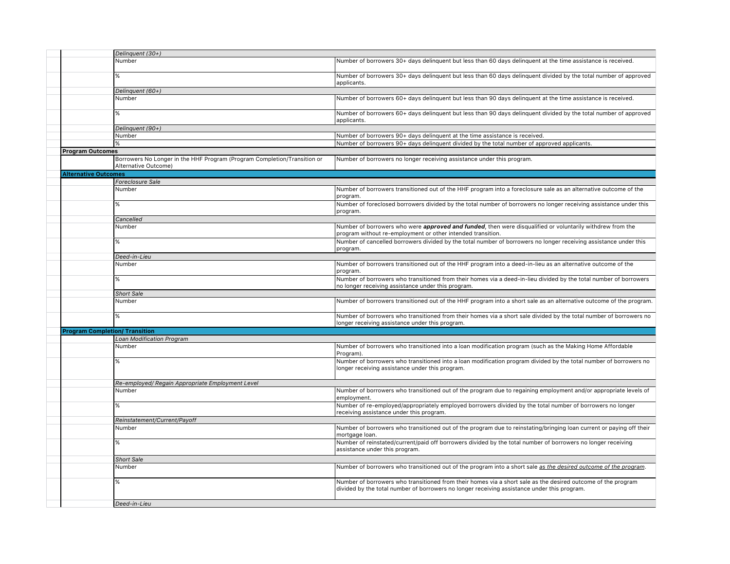| | | |
|---|---|---|
| | *Delinquent (30+)* | |
| | Number | Number of borrowers 30+ days delinquent but less than 60 days delinquent at the time assistance is received. |
| | % | Number of borrowers 30+ days delinquent but less than 60 days delinquent divided by the total number of approved applicants. |
| | *Delinquent (60+)* | |
| | Number | Number of borrowers 60+ days delinquent but less than 90 days delinquent at the time assistance is received. |
| | % | Number of borrowers 60+ days delinquent but less than 90 days delinquent divided by the total number of approved applicants. |
| | *Delinquent (90+)* | |
| | Number | Number of borrowers 90+ days delinquent at the time assistance is received. |
| | % | Number of borrowers 90+ days delinquent divided by the total number of approved applicants. |
| **Program Outcomes** | | |
| | Borrowers No Longer in the HHF Program (Program Completion/Transition or Alternative Outcome) | Number of borrowers no longer receiving assistance under this program. |
| **Alternative Outcomes** | | |
| | *Foreclosure Sale* | |
| | Number | Number of borrowers transitioned out of the HHF program into a foreclosure sale as an alternative outcome of the program. |
| | % | Number of foreclosed borrowers divided by the total number of borrowers no longer receiving assistance under this program. |
| | *Cancelled* | |
| | Number | Number of borrowers who were ***approved and funded***, then were disqualified or voluntarily withdrew from the program without re-employment or other intended transition. |
| | % | Number of cancelled borrowers divided by the total number of borrowers no longer receiving assistance under this program. |
| | *Deed-in-Lieu* | |
| | Number | Number of borrowers transitioned out of the HHF program into a deed-in-lieu as an alternative outcome of the program. |
| | % | Number of borrowers who transitioned from their homes via a deed-in-lieu divided by the total number of borrowers no longer receiving assistance under this program. |
| | *Short Sale* | |
| | Number | Number of borrowers transitioned out of the HHF program into a short sale as an alternative outcome of the program. |
| | % | Number of borrowers who transitioned from their homes via a short sale divided by the total number of borrowers no longer receiving assistance under this program. |
| **Program Completion/ Transition** | | |
| | *Loan Modification Program* | |
| | Number | Number of borrowers who transitioned into a loan modification program (such as the Making Home Affordable Program). |
| | % | Number of borrowers who transitioned into a loan modification program divided by the total number of borrowers no longer receiving assistance under this program. |
| | *Re-employed/ Regain Appropriate Employment Level* | |
| | Number | Number of borrowers who transitioned out of the program due to regaining employment and/or appropriate levels of employment. |
| | % | Number of re-employed/appropriately employed borrowers divided by the total number of borrowers no longer receiving assistance under this program. |
| | *Reinstatement/Current/Payoff* | |
| | Number | Number of borrowers who transitioned out of the program due to reinstating/bringing loan current or paying off their mortgage loan. |
| | % | Number of reinstated/current/paid off borrowers divided by the total number of borrowers no longer receiving assistance under this program. |
| | *Short Sale* | |
| | Number | Number of borrowers who transitioned out of the program into a short sale *as the desired outcome of the program*. |
| | % | Number of borrowers who transitioned from their homes via a short sale as the desired outcome of the program divided by the total number of borrowers no longer receiving assistance under this program. |
| | *Deed-in-Lieu* | |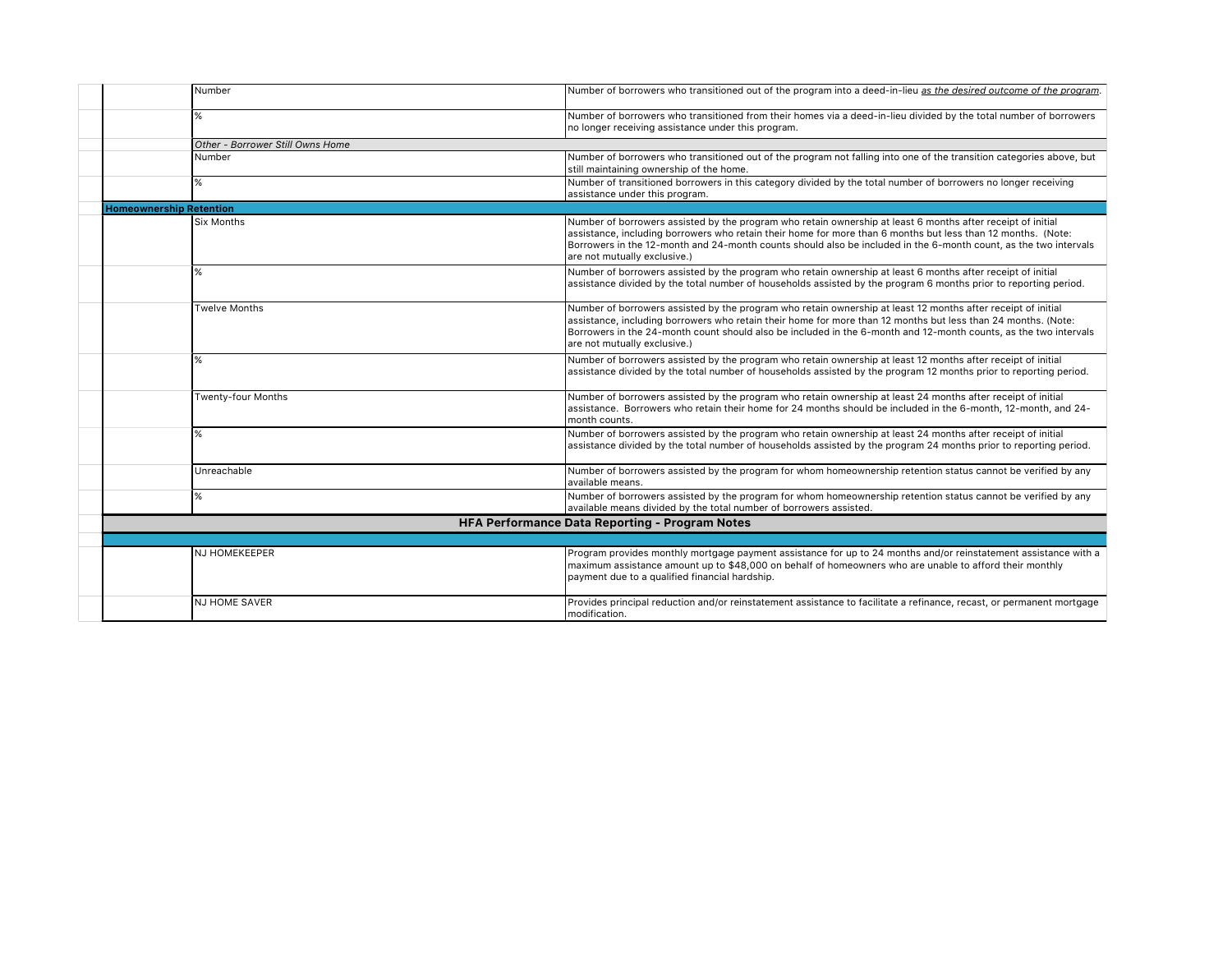| | | |
|---|---|---|
| | Number | Number of borrowers who transitioned out of the program into a deed-in-lieu *as the desired outcome of the program*. |
| | % | Number of borrowers who transitioned from their homes via a deed-in-lieu divided by the total number of borrowers no longer receiving assistance under this program. |
| | *Other - Borrower Still Owns Home* | |
| | Number | Number of borrowers who transitioned out of the program not falling into one of the transition categories above, but still maintaining ownership of the home. |
| | % | Number of transitioned borrowers in this category divided by the total number of borrowers no longer receiving assistance under this program. |
| **Homeownership Retention** | | |
| | Six Months | Number of borrowers assisted by the program who retain ownership at least 6 months after receipt of initial assistance, including borrowers who retain their home for more than 6 months but less than 12 months. (Note: Borrowers in the 12-month and 24-month counts should also be included in the 6-month count, as the two intervals are not mutually exclusive.) |
| | % | Number of borrowers assisted by the program who retain ownership at least 6 months after receipt of initial assistance divided by the total number of households assisted by the program 6 months prior to reporting period. |
| | Twelve Months | Number of borrowers assisted by the program who retain ownership at least 12 months after receipt of initial assistance, including borrowers who retain their home for more than 12 months but less than 24 months. (Note: Borrowers in the 24-month count should also be included in the 6-month and 12-month counts, as the two intervals are not mutually exclusive.) |
| | % | Number of borrowers assisted by the program who retain ownership at least 12 months after receipt of initial assistance divided by the total number of households assisted by the program 12 months prior to reporting period. |
| | Twenty-four Months | Number of borrowers assisted by the program who retain ownership at least 24 months after receipt of initial assistance. Borrowers who retain their home for 24 months should be included in the 6-month, 12-month, and 24-month counts. |
| | % | Number of borrowers assisted by the program who retain ownership at least 24 months after receipt of initial assistance divided by the total number of households assisted by the program 24 months prior to reporting period. |
| | Unreachable | Number of borrowers assisted by the program for whom homeownership retention status cannot be verified by any available means. |
| | % | Number of borrowers assisted by the program for whom homeownership retention status cannot be verified by any available means divided by the total number of borrowers assisted. |

## HFA Performance Data Reporting - Program Notes

| | | |
|---|---|---|
| | NJ HOMEKEEPER | Program provides monthly mortgage payment assistance for up to 24 months and/or reinstatement assistance with a maximum assistance amount up to $48,000 on behalf of homeowners who are unable to afford their monthly payment due to a qualified financial hardship. |
| | NJ HOME SAVER | Provides principal reduction and/or reinstatement assistance to facilitate a refinance, recast, or permanent mortgage modification. |